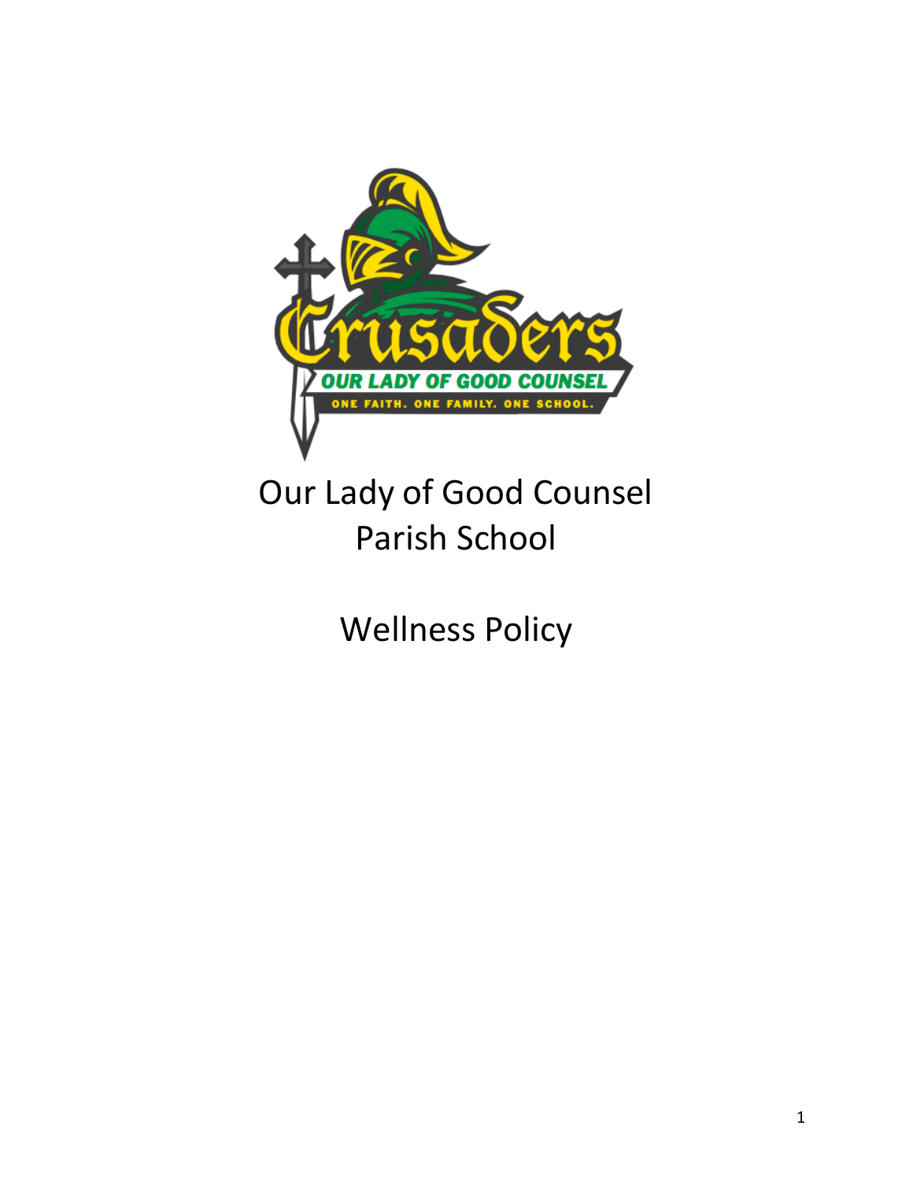# Our Lady of Good Counsel Parish School

# Wellness Policy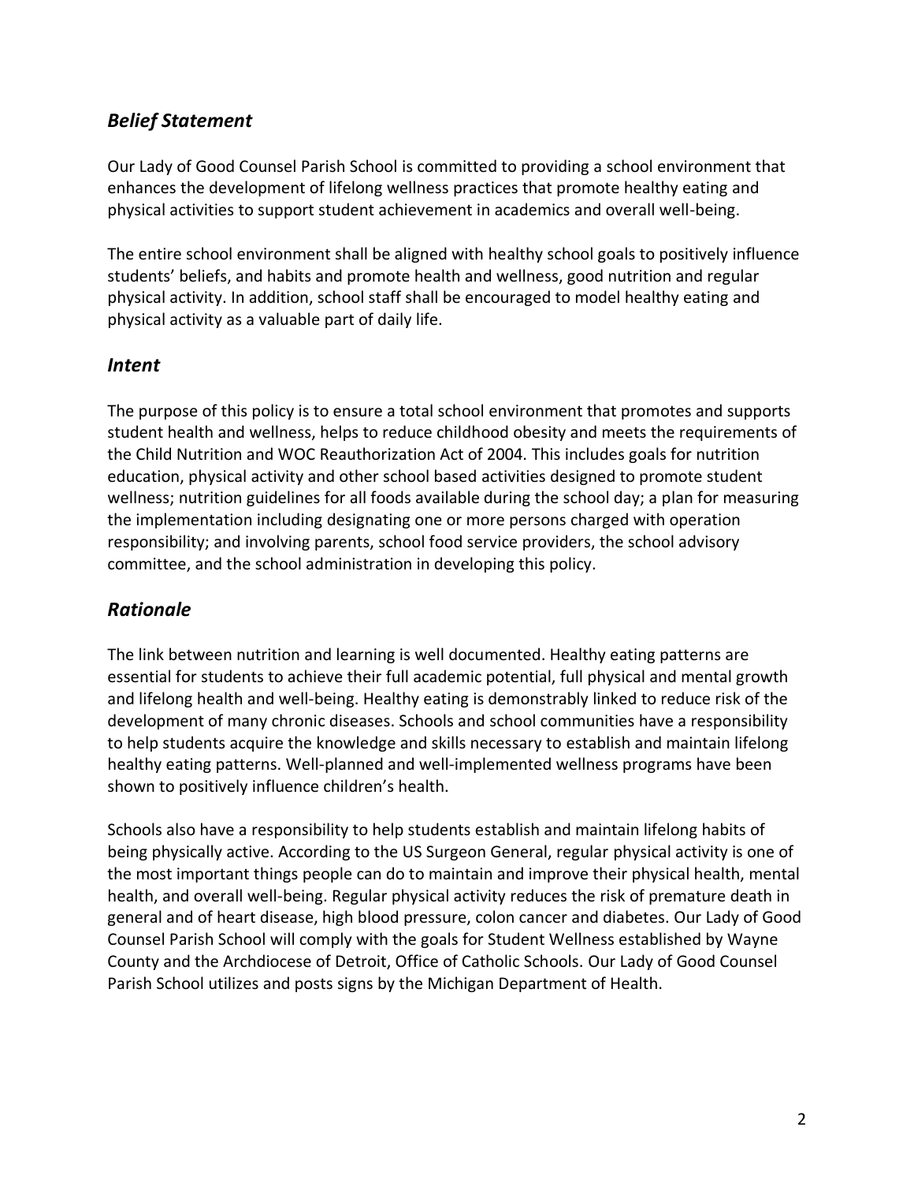## *Belief Statement*

Our Lady of Good Counsel Parish School is committed to providing a school environment that enhances the development of lifelong wellness practices that promote healthy eating and physical activities to support student achievement in academics and overall well-being.

The entire school environment shall be aligned with healthy school goals to positively influence students' beliefs, and habits and promote health and wellness, good nutrition and regular physical activity. In addition, school staff shall be encouraged to model healthy eating and physical activity as a valuable part of daily life.

## *Intent*

The purpose of this policy is to ensure a total school environment that promotes and supports student health and wellness, helps to reduce childhood obesity and meets the requirements of the Child Nutrition and WOC Reauthorization Act of 2004. This includes goals for nutrition education, physical activity and other school based activities designed to promote student wellness; nutrition guidelines for all foods available during the school day; a plan for measuring the implementation including designating one or more persons charged with operation responsibility; and involving parents, school food service providers, the school advisory committee, and the school administration in developing this policy.

## *Rationale*

The link between nutrition and learning is well documented. Healthy eating patterns are essential for students to achieve their full academic potential, full physical and mental growth and lifelong health and well-being. Healthy eating is demonstrably linked to reduce risk of the development of many chronic diseases. Schools and school communities have a responsibility to help students acquire the knowledge and skills necessary to establish and maintain lifelong healthy eating patterns. Well-planned and well-implemented wellness programs have been shown to positively influence children's health.

Schools also have a responsibility to help students establish and maintain lifelong habits of being physically active. According to the US Surgeon General, regular physical activity is one of the most important things people can do to maintain and improve their physical health, mental health, and overall well-being. Regular physical activity reduces the risk of premature death in general and of heart disease, high blood pressure, colon cancer and diabetes. Our Lady of Good Counsel Parish School will comply with the goals for Student Wellness established by Wayne County and the Archdiocese of Detroit, Office of Catholic Schools. Our Lady of Good Counsel Parish School utilizes and posts signs by the Michigan Department of Health.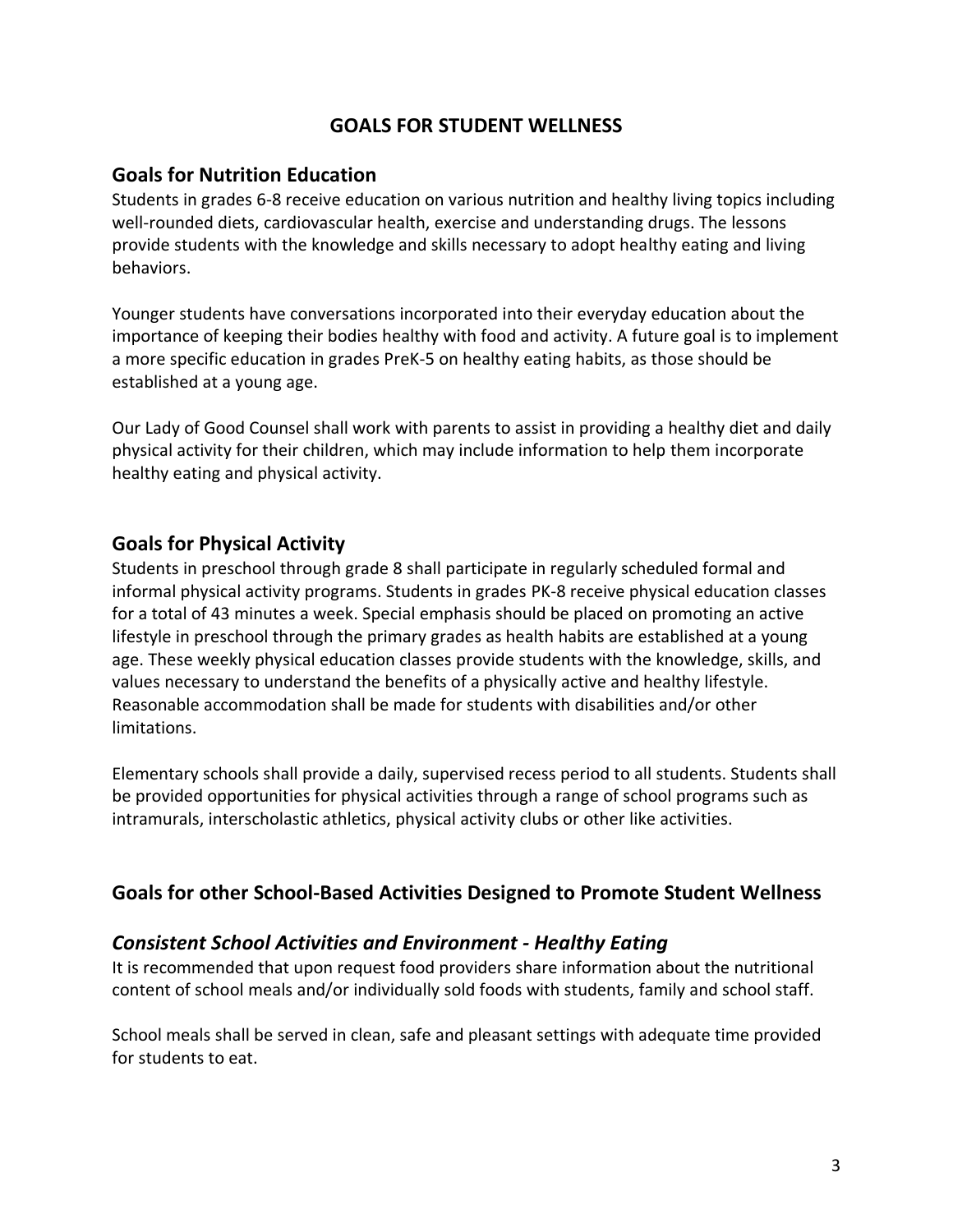# GOALS FOR STUDENT WELLNESS

## Goals for Nutrition Education

Students in grades 6-8 receive education on various nutrition and healthy living topics including well-rounded diets, cardiovascular health, exercise and understanding drugs. The lessons provide students with the knowledge and skills necessary to adopt healthy eating and living behaviors.

Younger students have conversations incorporated into their everyday education about the importance of keeping their bodies healthy with food and activity. A future goal is to implement a more specific education in grades PreK-5 on healthy eating habits, as those should be established at a young age.

Our Lady of Good Counsel shall work with parents to assist in providing a healthy diet and daily physical activity for their children, which may include information to help them incorporate healthy eating and physical activity.

## Goals for Physical Activity

Students in preschool through grade 8 shall participate in regularly scheduled formal and informal physical activity programs. Students in grades PK-8 receive physical education classes for a total of 43 minutes a week. Special emphasis should be placed on promoting an active lifestyle in preschool through the primary grades as health habits are established at a young age. These weekly physical education classes provide students with the knowledge, skills, and values necessary to understand the benefits of a physically active and healthy lifestyle. Reasonable accommodation shall be made for students with disabilities and/or other limitations.

Elementary schools shall provide a daily, supervised recess period to all students. Students shall be provided opportunities for physical activities through a range of school programs such as intramurals, interscholastic athletics, physical activity clubs or other like activities.

## Goals for other School-Based Activities Designed to Promote Student Wellness

### *Consistent School Activities and Environment - Healthy Eating*

It is recommended that upon request food providers share information about the nutritional content of school meals and/or individually sold foods with students, family and school staff.

School meals shall be served in clean, safe and pleasant settings with adequate time provided for students to eat.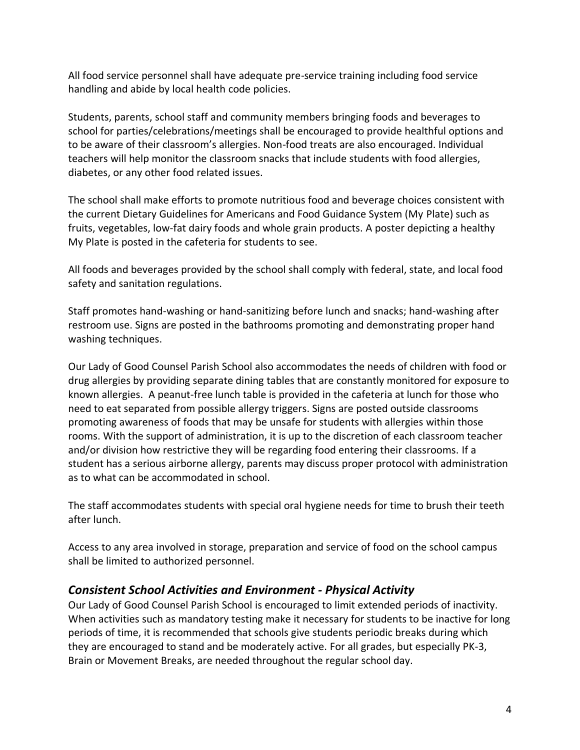All food service personnel shall have adequate pre-service training including food service handling and abide by local health code policies.

Students, parents, school staff and community members bringing foods and beverages to school for parties/celebrations/meetings shall be encouraged to provide healthful options and to be aware of their classroom's allergies. Non-food treats are also encouraged. Individual teachers will help monitor the classroom snacks that include students with food allergies, diabetes, or any other food related issues.

The school shall make efforts to promote nutritious food and beverage choices consistent with the current Dietary Guidelines for Americans and Food Guidance System (My Plate) such as fruits, vegetables, low-fat dairy foods and whole grain products. A poster depicting a healthy My Plate is posted in the cafeteria for students to see.

All foods and beverages provided by the school shall comply with federal, state, and local food safety and sanitation regulations.

Staff promotes hand-washing or hand-sanitizing before lunch and snacks; hand-washing after restroom use. Signs are posted in the bathrooms promoting and demonstrating proper hand washing techniques.

Our Lady of Good Counsel Parish School also accommodates the needs of children with food or drug allergies by providing separate dining tables that are constantly monitored for exposure to known allergies. A peanut-free lunch table is provided in the cafeteria at lunch for those who need to eat separated from possible allergy triggers. Signs are posted outside classrooms promoting awareness of foods that may be unsafe for students with allergies within those rooms. With the support of administration, it is up to the discretion of each classroom teacher and/or division how restrictive they will be regarding food entering their classrooms. If a student has a serious airborne allergy, parents may discuss proper protocol with administration as to what can be accommodated in school.

The staff accommodates students with special oral hygiene needs for time to brush their teeth after lunch.

Access to any area involved in storage, preparation and service of food on the school campus shall be limited to authorized personnel.

## *Consistent School Activities and Environment - Physical Activity*

Our Lady of Good Counsel Parish School is encouraged to limit extended periods of inactivity. When activities such as mandatory testing make it necessary for students to be inactive for long periods of time, it is recommended that schools give students periodic breaks during which they are encouraged to stand and be moderately active. For all grades, but especially PK-3, Brain or Movement Breaks, are needed throughout the regular school day.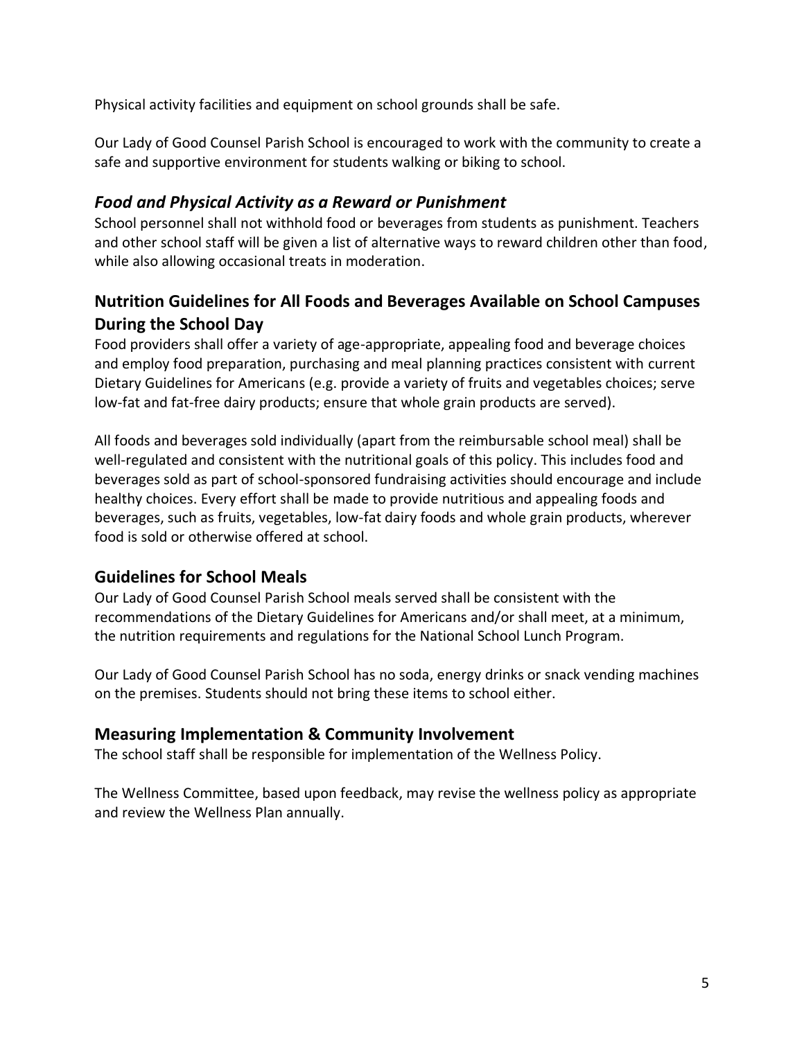Physical activity facilities and equipment on school grounds shall be safe.

Our Lady of Good Counsel Parish School is encouraged to work with the community to create a safe and supportive environment for students walking or biking to school.

### *Food and Physical Activity as a Reward or Punishment*

School personnel shall not withhold food or beverages from students as punishment. Teachers and other school staff will be given a list of alternative ways to reward children other than food, while also allowing occasional treats in moderation.

## Nutrition Guidelines for All Foods and Beverages Available on School Campuses During the School Day

Food providers shall offer a variety of age-appropriate, appealing food and beverage choices and employ food preparation, purchasing and meal planning practices consistent with current Dietary Guidelines for Americans (e.g. provide a variety of fruits and vegetables choices; serve low-fat and fat-free dairy products; ensure that whole grain products are served).

All foods and beverages sold individually (apart from the reimbursable school meal) shall be well-regulated and consistent with the nutritional goals of this policy. This includes food and beverages sold as part of school-sponsored fundraising activities should encourage and include healthy choices. Every effort shall be made to provide nutritious and appealing foods and beverages, such as fruits, vegetables, low-fat dairy foods and whole grain products, wherever food is sold or otherwise offered at school.

## Guidelines for School Meals

Our Lady of Good Counsel Parish School meals served shall be consistent with the recommendations of the Dietary Guidelines for Americans and/or shall meet, at a minimum, the nutrition requirements and regulations for the National School Lunch Program.

Our Lady of Good Counsel Parish School has no soda, energy drinks or snack vending machines on the premises. Students should not bring these items to school either.

## Measuring Implementation & Community Involvement

The school staff shall be responsible for implementation of the Wellness Policy.

The Wellness Committee, based upon feedback, may revise the wellness policy as appropriate and review the Wellness Plan annually.